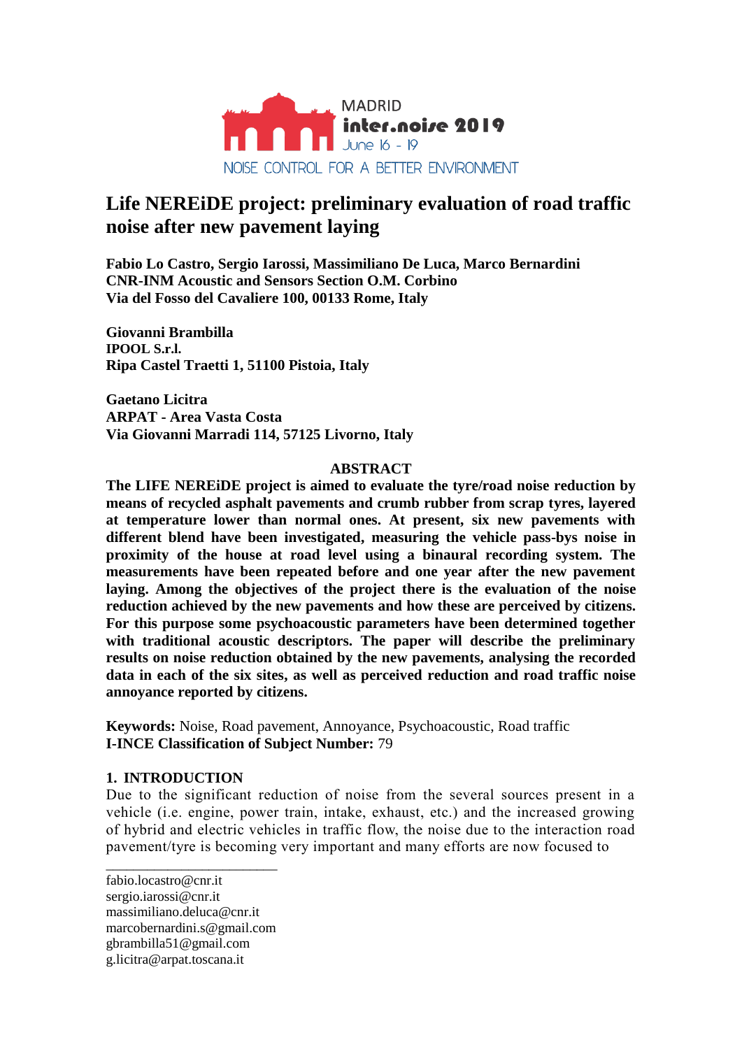# Life NEREiDE project: preliminary evaluation of road traffic noise after new pavement laying

**Fabio Lo Castro, Sergio Iarossi, Massimiliano De Luca, Marco Bernardini**
**CNR-INM Acoustic and Sensors Section O.M. Corbino**
**Via del Fosso del Cavaliere 100, 00133 Rome, Italy**

**Giovanni Brambilla**
**IPOOL S.r.l.**
**Ripa Castel Traetti 1, 51100 Pistoia, Italy**

**Gaetano Licitra**
**ARPAT - Area Vasta Costa**
**Via Giovanni Marradi 114, 57125 Livorno, Italy**

## ABSTRACT

**The LIFE NEREiDE project is aimed to evaluate the tyre/road noise reduction by means of recycled asphalt pavements and crumb rubber from scrap tyres, layered at temperature lower than normal ones. At present, six new pavements with different blend have been investigated, measuring the vehicle pass-bys noise in proximity of the house at road level using a binaural recording system. The measurements have been repeated before and one year after the new pavement laying. Among the objectives of the project there is the evaluation of the noise reduction achieved by the new pavements and how these are perceived by citizens. For this purpose some psychoacoustic parameters have been determined together with traditional acoustic descriptors. The paper will describe the preliminary results on noise reduction obtained by the new pavements, analysing the recorded data in each of the six sites, as well as perceived reduction and road traffic noise annoyance reported by citizens.**

**Keywords:** Noise, Road pavement, Annoyance, Psychoacoustic, Road traffic
**I-INCE Classification of Subject Number:** 79

## 1. INTRODUCTION

Due to the significant reduction of noise from the several sources present in a vehicle (i.e. engine, power train, intake, exhaust, etc.) and the increased growing of hybrid and electric vehicles in traffic flow, the noise due to the interaction road pavement/tyre is becoming very important and many efforts are now focused to

---

fabio.locastro@cnr.it
sergio.iarossi@cnr.it
massimiliano.deluca@cnr.it
marcobernardini.s@gmail.com
gbrambilla51@gmail.com
g.licitra@arpat.toscana.it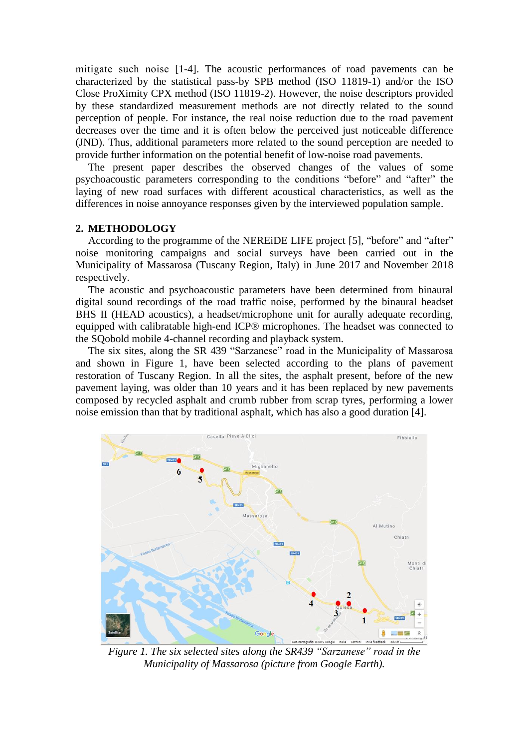mitigate such noise [1-4]. The acoustic performances of road pavements can be characterized by the statistical pass-by SPB method (ISO 11819-1) and/or the ISO Close ProXimity CPX method (ISO 11819-2). However, the noise descriptors provided by these standardized measurement methods are not directly related to the sound perception of people. For instance, the real noise reduction due to the road pavement decreases over the time and it is often below the perceived just noticeable difference (JND). Thus, additional parameters more related to the sound perception are needed to provide further information on the potential benefit of low-noise road pavements.

The present paper describes the observed changes of the values of some psychoacoustic parameters corresponding to the conditions "before" and "after" the laying of new road surfaces with different acoustical characteristics, as well as the differences in noise annoyance responses given by the interviewed population sample.

## 2. METHODOLOGY

According to the programme of the NEREiDE LIFE project [5], "before" and "after" noise monitoring campaigns and social surveys have been carried out in the Municipality of Massarosa (Tuscany Region, Italy) in June 2017 and November 2018 respectively.

The acoustic and psychoacoustic parameters have been determined from binaural digital sound recordings of the road traffic noise, performed by the binaural headset BHS II (HEAD acoustics), a headset/microphone unit for aurally adequate recording, equipped with calibratable high-end ICP® microphones. The headset was connected to the SQobold mobile 4-channel recording and playback system.

The six sites, along the SR 439 "Sarzanese" road in the Municipality of Massarosa and shown in Figure 1, have been selected according to the plans of pavement restoration of Tuscany Region. In all the sites, the asphalt present, before of the new pavement laying, was older than 10 years and it has been replaced by new pavements composed by recycled asphalt and crumb rubber from scrap tyres, performing a lower noise emission than that by traditional asphalt, which has also a good duration [4].

*Figure 1. The six selected sites along the SR439 "Sarzanese" road in the Municipality of Massarosa (picture from Google Earth).*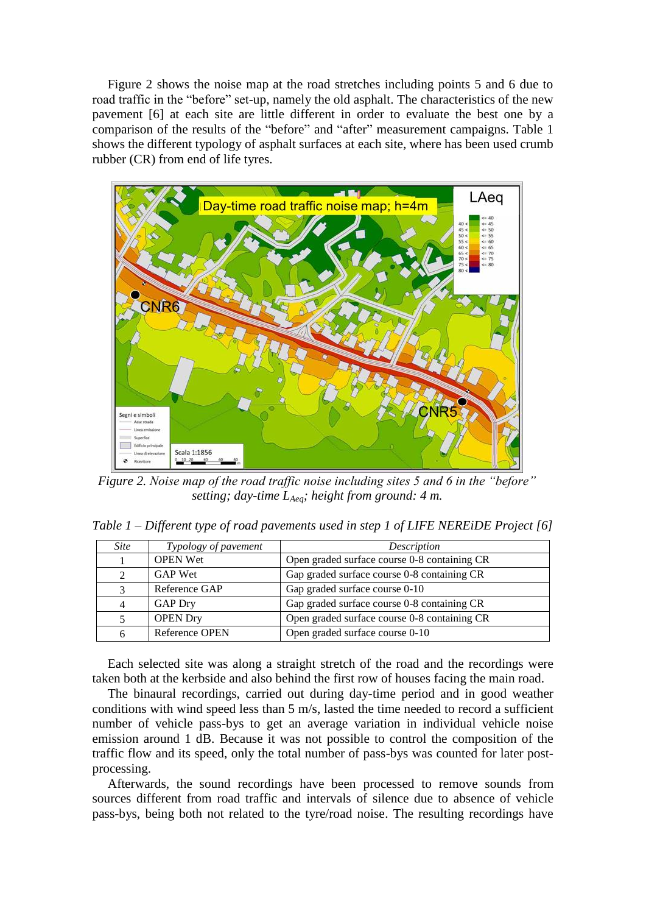Figure 2 shows the noise map at the road stretches including points 5 and 6 due to road traffic in the "before" set-up, namely the old asphalt. The characteristics of the new pavement [6] at each site are little different in order to evaluate the best one by a comparison of the results of the "before" and "after" measurement campaigns. Table 1 shows the different typology of asphalt surfaces at each site, where has been used crumb rubber (CR) from end of life tyres.

*Figure 2. Noise map of the road traffic noise including sites 5 and 6 in the "before" setting; day-time $L_{Aeq}$; height from ground: 4 m.*

*Table 1 – Different type of road pavements used in step 1 of LIFE NEREiDE Project [6]*

| *Site* | *Typology of pavement* | *Description* |
|---|---|---|
| 1 | OPEN Wet | Open graded surface course 0-8 containing CR |
| 2 | GAP Wet | Gap graded surface course 0-8 containing CR |
| 3 | Reference GAP | Gap graded surface course 0-10 |
| 4 | GAP Dry | Gap graded surface course 0-8 containing CR |
| 5 | OPEN Dry | Open graded surface course 0-8 containing CR |
| 6 | Reference OPEN | Open graded surface course 0-10 |

Each selected site was along a straight stretch of the road and the recordings were taken both at the kerbside and also behind the first row of houses facing the main road.

The binaural recordings, carried out during day-time period and in good weather conditions with wind speed less than 5 m/s, lasted the time needed to record a sufficient number of vehicle pass-bys to get an average variation in individual vehicle noise emission around 1 dB. Because it was not possible to control the composition of the traffic flow and its speed, only the total number of pass-bys was counted for later post-processing.

Afterwards, the sound recordings have been processed to remove sounds from sources different from road traffic and intervals of silence due to absence of vehicle pass-bys, being both not related to the tyre/road noise. The resulting recordings have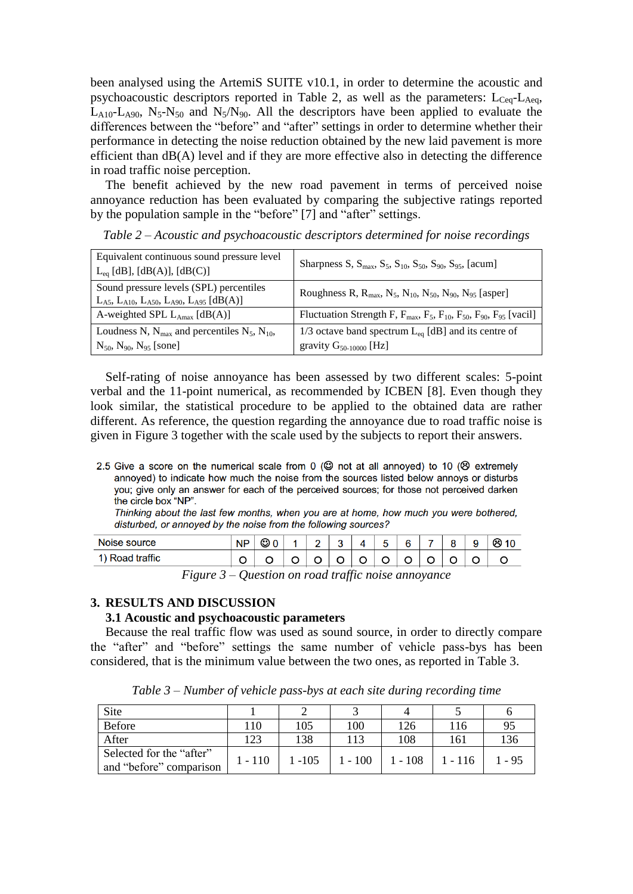been analysed using the ArtemiS SUITE v10.1, in order to determine the acoustic and psychoacoustic descriptors reported in Table 2, as well as the parameters: $L_{Ceq}$-$L_{Aeq}$, $L_{A10}$-$L_{A90}$, $N_5$-$N_{50}$ and $N_5/N_{90}$. All the descriptors have been applied to evaluate the differences between the "before" and "after" settings in order to determine whether their performance in detecting the noise reduction obtained by the new laid pavement is more efficient than dB(A) level and if they are more effective also in detecting the difference in road traffic noise perception.

The benefit achieved by the new road pavement in terms of perceived noise annoyance reduction has been evaluated by comparing the subjective ratings reported by the population sample in the "before" [7] and "after" settings.

*Table 2 – Acoustic and psychoacoustic descriptors determined for noise recordings*

| | |
|---|---|
| Equivalent continuous sound pressure level $L_{eq}$ [dB], [dB(A)], [dB(C)] | Sharpness S, $S_{max}$, $S_5$, $S_{10}$, $S_{50}$, $S_{90}$, $S_{95}$, [acum] |
| Sound pressure levels (SPL) percentiles $L_{A5}$, $L_{A10}$, $L_{A50}$, $L_{A90}$, $L_{A95}$ [dB(A)] | Roughness R, $R_{max}$, $N_5$, $N_{10}$, $N_{50}$, $N_{90}$, $N_{95}$ [asper] |
| A-weighted SPL $L_{Amax}$ [dB(A)] | Fluctuation Strength F, $F_{max}$, $F_5$, $F_{10}$, $F_{50}$, $F_{90}$, $F_{95}$ [vacil] |
| Loudness N, $N_{max}$ and percentiles $N_5$, $N_{10}$, $N_{50}$, $N_{90}$, $N_{95}$ [sone] | 1/3 octave band spectrum $L_{eq}$ [dB] and its centre of gravity $G_{50\text{-}10000}$ [Hz] |

Self-rating of noise annoyance has been assessed by two different scales: 5-point verbal and the 11-point numerical, as recommended by ICBEN [8]. Even though they look similar, the statistical procedure to be applied to the obtained data are rather different. As reference, the question regarding the annoyance due to road traffic noise is given in Figure 3 together with the scale used by the subjects to report their answers.

2.5 Give a score on the numerical scale from 0 (☺ not at all annoyed) to 10 (☹ extremely annoyed) to indicate how much the noise from the sources listed below annoys or disturbs you; give only an answer for each of the perceived sources; for those not perceived darken the circle box "NP".
*Thinking about the last few months, when you are at home, how much you were bothered, disturbed, or annoyed by the noise from the following sources?*

| Noise source | NP | ☺ 0 | 1 | 2 | 3 | 4 | 5 | 6 | 7 | 8 | 9 | ☹ 10 |
|---|---|---|---|---|---|---|---|---|---|---|---|---|
| 1) Road traffic | O | O | O | O | O | O | O | O | O | O | O | O |

*Figure 3 – Question on road traffic noise annoyance*

## 3. RESULTS AND DISCUSSION

### 3.1 Acoustic and psychoacoustic parameters

Because the real traffic flow was used as sound source, in order to directly compare the "after" and "before" settings the same number of vehicle pass-bys has been considered, that is the minimum value between the two ones, as reported in Table 3.

*Table 3 – Number of vehicle pass-bys at each site during recording time*

| Site | 1 | 2 | 3 | 4 | 5 | 6 |
|---|---|---|---|---|---|---|
| Before | 110 | 105 | 100 | 126 | 116 | 95 |
| After | 123 | 138 | 113 | 108 | 161 | 136 |
| Selected for the "after" and "before" comparison | 1 - 110 | 1 -105 | 1 - 100 | 1 - 108 | 1 - 116 | 1 - 95 |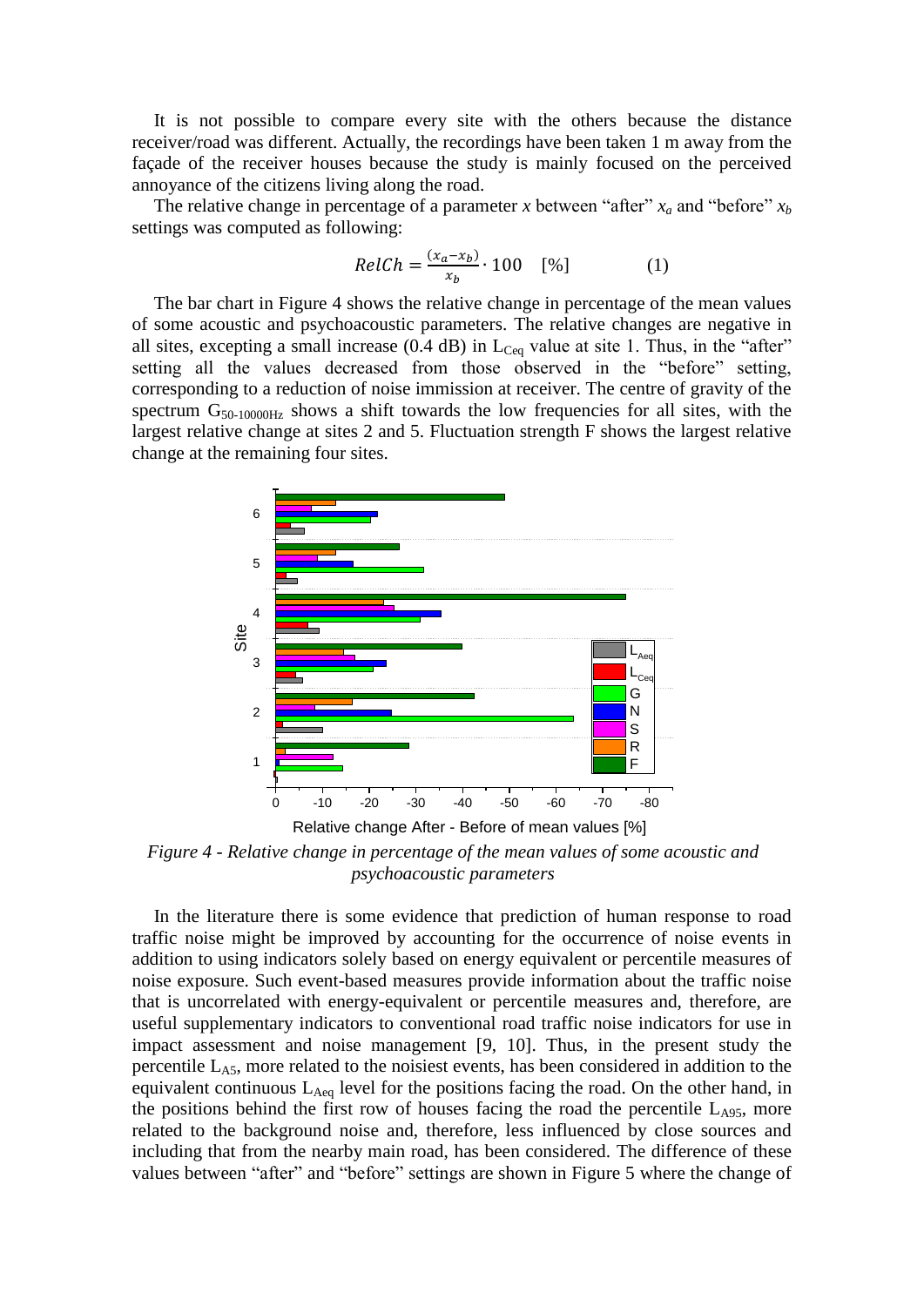It is not possible to compare every site with the others because the distance receiver/road was different. Actually, the recordings have been taken 1 m away from the façade of the receiver houses because the study is mainly focused on the perceived annoyance of the citizens living along the road.

The relative change in percentage of a parameter $x$ between "after" $x_a$ and "before" $x_b$ settings was computed as following:

$$RelCh = \frac{(x_a - x_b)}{x_b} \cdot 100 \quad [\%] \qquad (1)$$

The bar chart in Figure 4 shows the relative change in percentage of the mean values of some acoustic and psychoacoustic parameters. The relative changes are negative in all sites, excepting a small increase (0.4 dB) in $L_{Ceq}$ value at site 1. Thus, in the "after" setting all the values decreased from those observed in the "before" setting, corresponding to a reduction of noise immission at receiver. The centre of gravity of the spectrum $G_{50\text{-}10000Hz}$ shows a shift towards the low frequencies for all sites, with the largest relative change at sites 2 and 5. Fluctuation strength F shows the largest relative change at the remaining four sites.

*Figure 4 - Relative change in percentage of the mean values of some acoustic and psychoacoustic parameters*

In the literature there is some evidence that prediction of human response to road traffic noise might be improved by accounting for the occurrence of noise events in addition to using indicators solely based on energy equivalent or percentile measures of noise exposure. Such event-based measures provide information about the traffic noise that is uncorrelated with energy-equivalent or percentile measures and, therefore, are useful supplementary indicators to conventional road traffic noise indicators for use in impact assessment and noise management [9, 10]. Thus, in the present study the percentile $L_{A5}$, more related to the noisiest events, has been considered in addition to the equivalent continuous $L_{Aeq}$ level for the positions facing the road. On the other hand, in the positions behind the first row of houses facing the road the percentile $L_{A95}$, more related to the background noise and, therefore, less influenced by close sources and including that from the nearby main road, has been considered. The difference of these values between "after" and "before" settings are shown in Figure 5 where the change of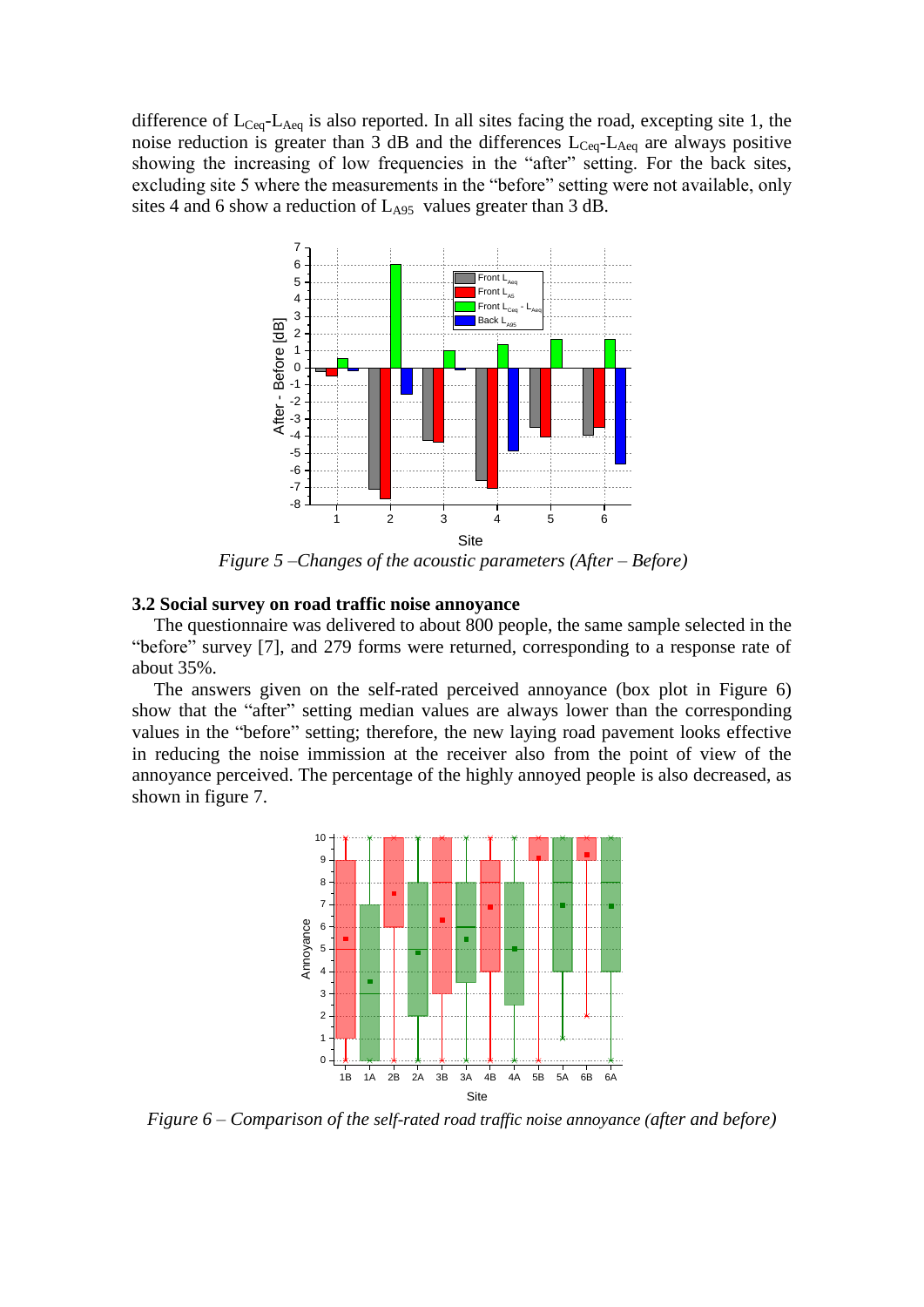difference of $L_{Ceq}$-$L_{Aeq}$ is also reported. In all sites facing the road, excepting site 1, the noise reduction is greater than 3 dB and the differences $L_{Ceq}$-$L_{Aeq}$ are always positive showing the increasing of low frequencies in the "after" setting. For the back sites, excluding site 5 where the measurements in the "before" setting were not available, only sites 4 and 6 show a reduction of $L_{A95}$ values greater than 3 dB.

*Figure 5 –Changes of the acoustic parameters (After – Before)*

### 3.2 Social survey on road traffic noise annoyance

The questionnaire was delivered to about 800 people, the same sample selected in the "before" survey [7], and 279 forms were returned, corresponding to a response rate of about 35%.

The answers given on the self-rated perceived annoyance (box plot in Figure 6) show that the "after" setting median values are always lower than the corresponding values in the "before" setting; therefore, the new laying road pavement looks effective in reducing the noise immission at the receiver also from the point of view of the annoyance perceived. The percentage of the highly annoyed people is also decreased, as shown in figure 7.

*Figure 6 – Comparison of the self-rated road traffic noise annoyance (after and before)*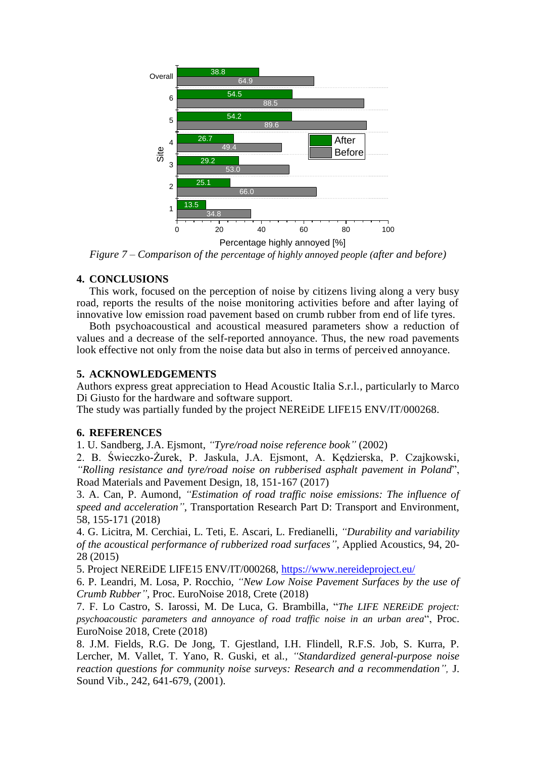*Figure 7 – Comparison of the percentage of highly annoyed people (after and before)*

## 4. CONCLUSIONS

This work, focused on the perception of noise by citizens living along a very busy road, reports the results of the noise monitoring activities before and after laying of innovative low emission road pavement based on crumb rubber from end of life tyres.

Both psychoacoustical and acoustical measured parameters show a reduction of values and a decrease of the self-reported annoyance. Thus, the new road pavements look effective not only from the noise data but also in terms of perceived annoyance.

## 5. ACKNOWLEDGEMENTS

Authors express great appreciation to Head Acoustic Italia S.r.l., particularly to Marco Di Giusto for the hardware and software support.

The study was partially funded by the project NEREiDE LIFE15 ENV/IT/000268.

## 6. REFERENCES

1. U. Sandberg, J.A. Ejsmont, *"Tyre/road noise reference book"* (2002)
2. B. Świeczko-Żurek, P. Jaskula, J.A. Ejsmont, A. Kędzierska, P. Czajkowski, *"Rolling resistance and tyre/road noise on rubberised asphalt pavement in Poland"*, Road Materials and Pavement Design, 18, 151-167 (2017)
3. A. Can, P. Aumond, *"Estimation of road traffic noise emissions: The influence of speed and acceleration"*, Transportation Research Part D: Transport and Environment, 58, 155-171 (2018)
4. G. Licitra, M. Cerchiai, L. Teti, E. Ascari, L. Fredianelli, *"Durability and variability of the acoustical performance of rubberized road surfaces"*, Applied Acoustics, 94, 20-28 (2015)
5. Project NEREiDE LIFE15 ENV/IT/000268, https://www.nereideproject.eu/
6. P. Leandri, M. Losa, P. Rocchio, *"New Low Noise Pavement Surfaces by the use of Crumb Rubber"*, Proc. EuroNoise 2018, Crete (2018)
7. F. Lo Castro, S. Iarossi, M. De Luca, G. Brambilla, "*The LIFE NEREiDE project: psychoacoustic parameters and annoyance of road traffic noise in an urban area*", Proc. EuroNoise 2018, Crete (2018)
8. J.M. Fields, R.G. De Jong, T. Gjestland, I.H. Flindell, R.F.S. Job, S. Kurra, P. Lercher, M. Vallet, T. Yano, R. Guski, et al., *"Standardized general-purpose noise reaction questions for community noise surveys: Research and a recommendation"*, J. Sound Vib., 242, 641-679, (2001).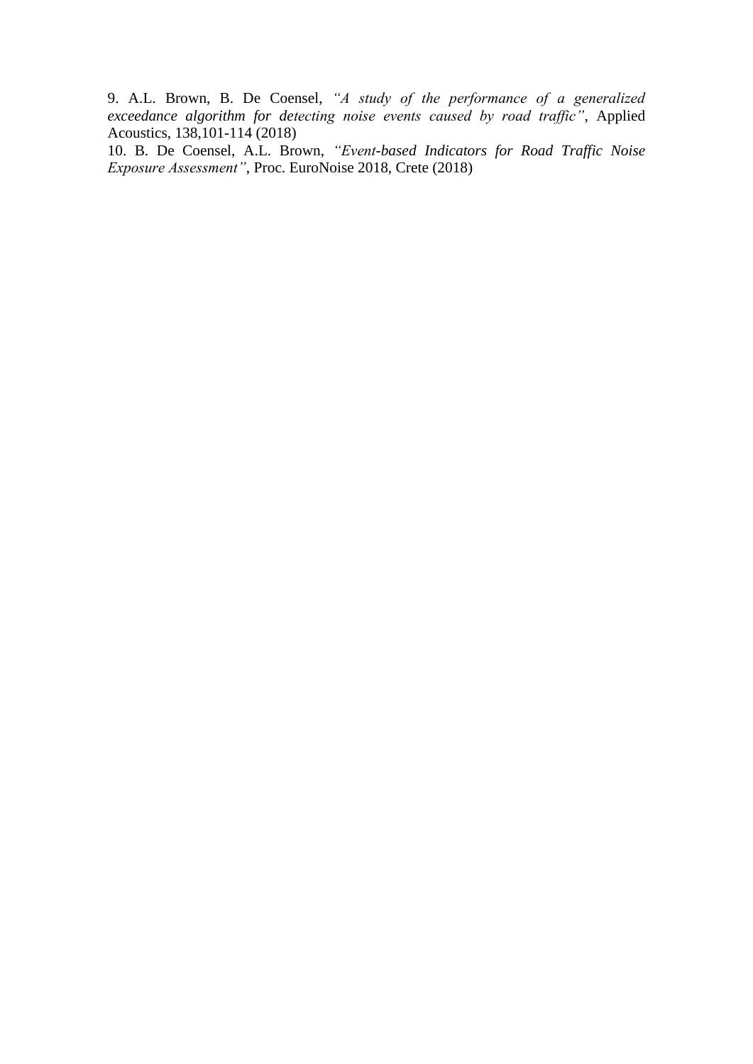9. A.L. Brown, B. De Coensel, *"A study of the performance of a generalized exceedance algorithm for detecting noise events caused by road traffic"*, Applied Acoustics, 138,101-114 (2018)

10. B. De Coensel, A.L. Brown, *"Event-based Indicators for Road Traffic Noise Exposure Assessment"*, Proc. EuroNoise 2018, Crete (2018)